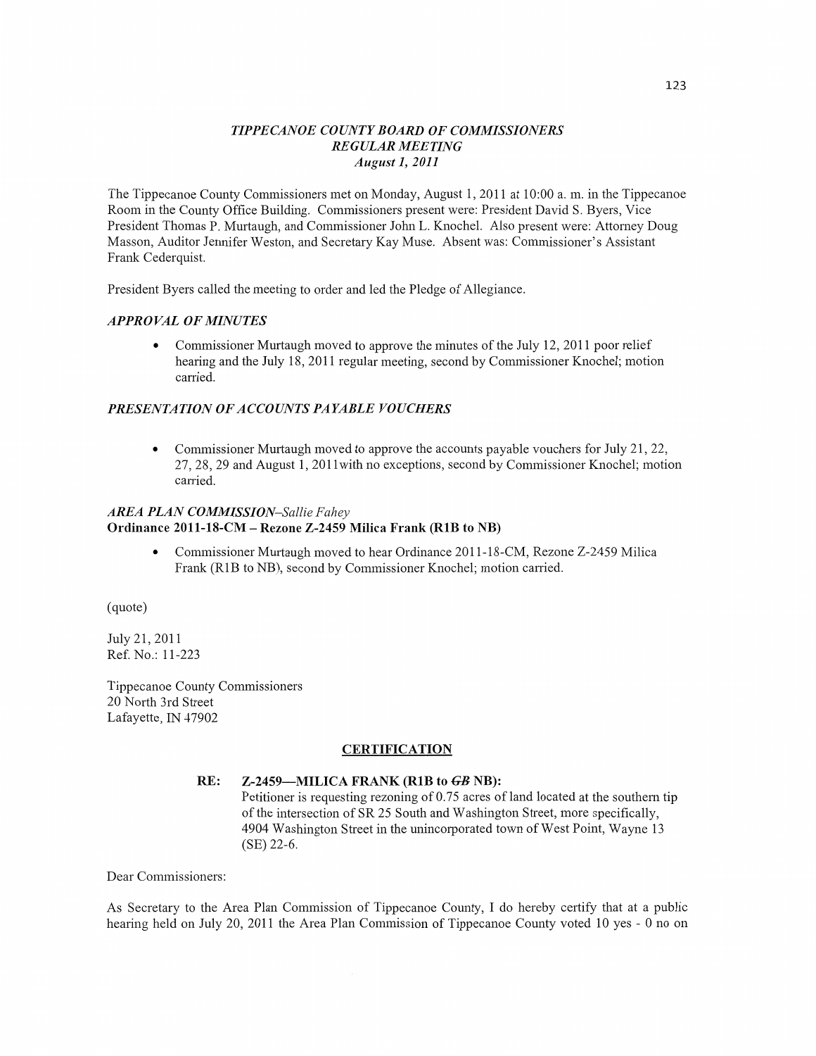## *TIPPECANOE COUNTY BOARD OF COMMISSIONERS*
## *REGULAR MEETING*
### *August 1, 2011*

The Tippecanoe County Commissioners met on Monday, August 1, 2011 at 10:00 a. m. in the Tippecanoe Room in the County Office Building. Commissioners present were: President David S. Byers, Vice President Thomas P. Murtaugh, and Commissioner John L. Knochel. Also present were: Attorney Doug Masson, Auditor Jennifer Weston, and Secretary Kay Muse. Absent was: Commissioner's Assistant Frank Cederquist.

President Byers called the meeting to order and led the Pledge of Allegiance.

### *APPROVAL OF MINUTES*

- Commissioner Murtaugh moved to approve the minutes of the July 12, 2011 poor relief hearing and the July 18, 2011 regular meeting, second by Commissioner Knochel; motion carried.

### *PRESENTATION OF ACCOUNTS PAYABLE VOUCHERS*

- Commissioner Murtaugh moved to approve the accounts payable vouchers for July 21, 22, 27, 28, 29 and August 1, 2011with no exceptions, second by Commissioner Knochel; motion carried.

### *AREA PLAN COMMISSION–Sallie Fahey*
**Ordinance 2011-18-CM – Rezone Z-2459 Milica Frank (R1B to NB)**

- Commissioner Murtaugh moved to hear Ordinance 2011-18-CM, Rezone Z-2459 Milica Frank (R1B to NB), second by Commissioner Knochel; motion carried.

(quote)

July 21, 2011
Ref. No.: 11-223

Tippecanoe County Commissioners
20 North 3rd Street
Lafayette, IN 47902

**CERTIFICATION**

**RE: Z-2459—MILICA FRANK (R1B to ~~GB~~ NB):**
Petitioner is requesting rezoning of 0.75 acres of land located at the southern tip of the intersection of SR 25 South and Washington Street, more specifically, 4904 Washington Street in the unincorporated town of West Point, Wayne 13 (SE) 22-6.

Dear Commissioners:

As Secretary to the Area Plan Commission of Tippecanoe County, I do hereby certify that at a public hearing held on July 20, 2011 the Area Plan Commission of Tippecanoe County voted 10 yes - 0 no on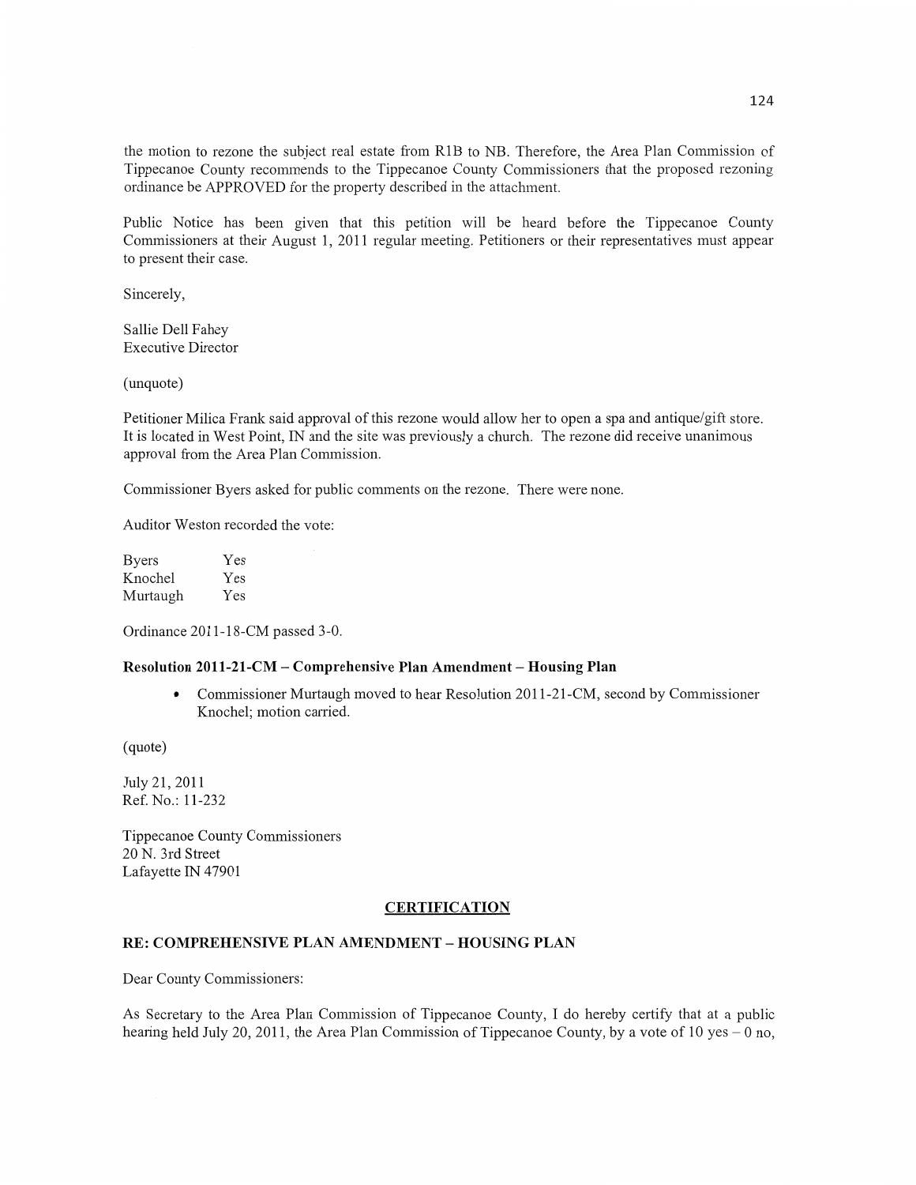the motion to rezone the subject real estate from R1B to NB. Therefore, the Area Plan Commission of Tippecanoe County recommends to the Tippecanoe County Commissioners that the proposed rezoning ordinance be APPROVED for the property described in the attachment.

Public Notice has been given that this petition will be heard before the Tippecanoe County Commissioners at their August 1, 2011 regular meeting. Petitioners or their representatives must appear to present their case.

Sincerely,

Sallie Dell Fahey
Executive Director

(unquote)

Petitioner Milica Frank said approval of this rezone would allow her to open a spa and antique/gift store. It is located in West Point, IN and the site was previously a church. The rezone did receive unanimous approval from the Area Plan Commission.

Commissioner Byers asked for public comments on the rezone. There were none.

Auditor Weston recorded the vote:

| Byers | Yes |
|---|---|
| Knochel | Yes |
| Murtaugh | Yes |

Ordinance 2011-18-CM passed 3-0.

**Resolution 2011-21-CM – Comprehensive Plan Amendment – Housing Plan**

- Commissioner Murtaugh moved to hear Resolution 2011-21-CM, second by Commissioner Knochel; motion carried.

(quote)

July 21, 2011
Ref. No.: 11-232

Tippecanoe County Commissioners
20 N. 3rd Street
Lafayette IN 47901

**CERTIFICATION**

**RE: COMPREHENSIVE PLAN AMENDMENT – HOUSING PLAN**

Dear County Commissioners:

As Secretary to the Area Plan Commission of Tippecanoe County, I do hereby certify that at a public hearing held July 20, 2011, the Area Plan Commission of Tippecanoe County, by a vote of 10 yes – 0 no,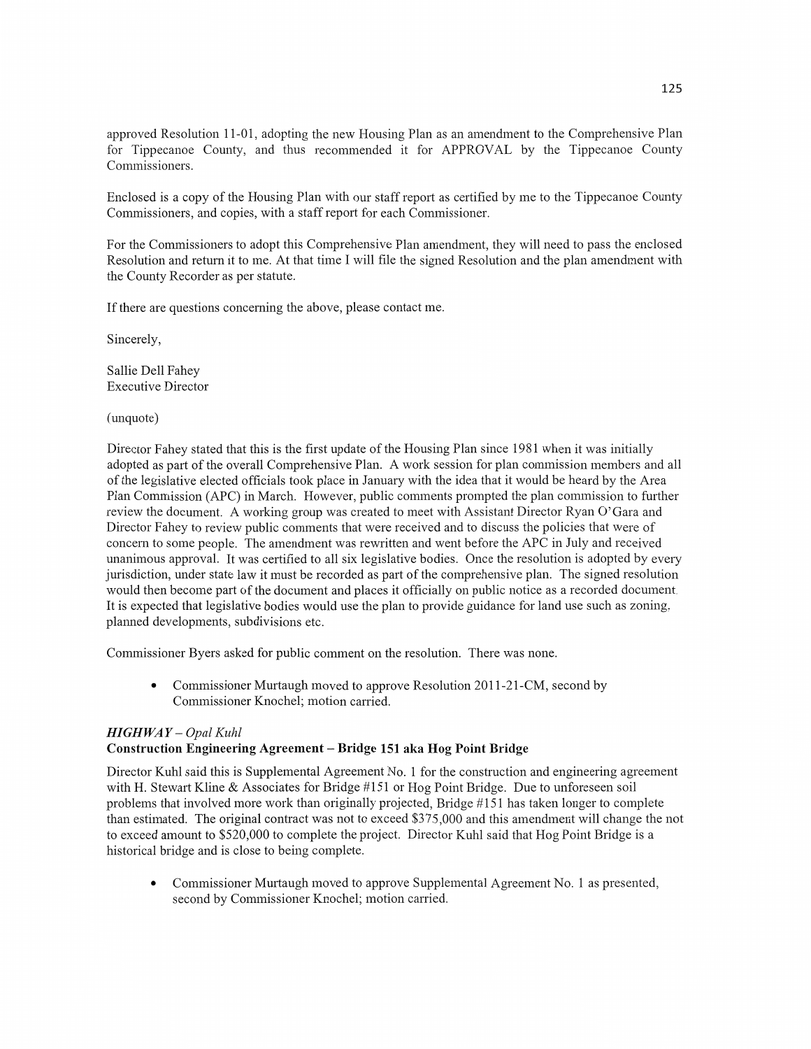approved Resolution 11-01, adopting the new Housing Plan as an amendment to the Comprehensive Plan for Tippecanoe County, and thus recommended it for APPROVAL by the Tippecanoe County Commissioners.

Enclosed is a copy of the Housing Plan with our staff report as certified by me to the Tippecanoe County Commissioners, and copies, with a staff report for each Commissioner.

For the Commissioners to adopt this Comprehensive Plan amendment, they will need to pass the enclosed Resolution and return it to me. At that time I will file the signed Resolution and the plan amendment with the County Recorder as per statute.

If there are questions concerning the above, please contact me.

Sincerely,

Sallie Dell Fahey
Executive Director

(unquote)

Director Fahey stated that this is the first update of the Housing Plan since 1981 when it was initially adopted as part of the overall Comprehensive Plan. A work session for plan commission members and all of the legislative elected officials took place in January with the idea that it would be heard by the Area Plan Commission (APC) in March. However, public comments prompted the plan commission to further review the document. A working group was created to meet with Assistant Director Ryan O'Gara and Director Fahey to review public comments that were received and to discuss the policies that were of concern to some people. The amendment was rewritten and went before the APC in July and received unanimous approval. It was certified to all six legislative bodies. Once the resolution is adopted by every jurisdiction, under state law it must be recorded as part of the comprehensive plan. The signed resolution would then become part of the document and places it officially on public notice as a recorded document. It is expected that legislative bodies would use the plan to provide guidance for land use such as zoning, planned developments, subdivisions etc.

Commissioner Byers asked for public comment on the resolution. There was none.

- Commissioner Murtaugh moved to approve Resolution 2011-21-CM, second by Commissioner Knochel; motion carried.

### *HIGHWAY – Opal Kuhl*
**Construction Engineering Agreement – Bridge 151 aka Hog Point Bridge**

Director Kuhl said this is Supplemental Agreement No. 1 for the construction and engineering agreement with H. Stewart Kline & Associates for Bridge #151 or Hog Point Bridge. Due to unforeseen soil problems that involved more work than originally projected, Bridge #151 has taken longer to complete than estimated. The original contract was not to exceed $375,000 and this amendment will change the not to exceed amount to $520,000 to complete the project. Director Kuhl said that Hog Point Bridge is a historical bridge and is close to being complete.

- Commissioner Murtaugh moved to approve Supplemental Agreement No. 1 as presented, second by Commissioner Knochel; motion carried.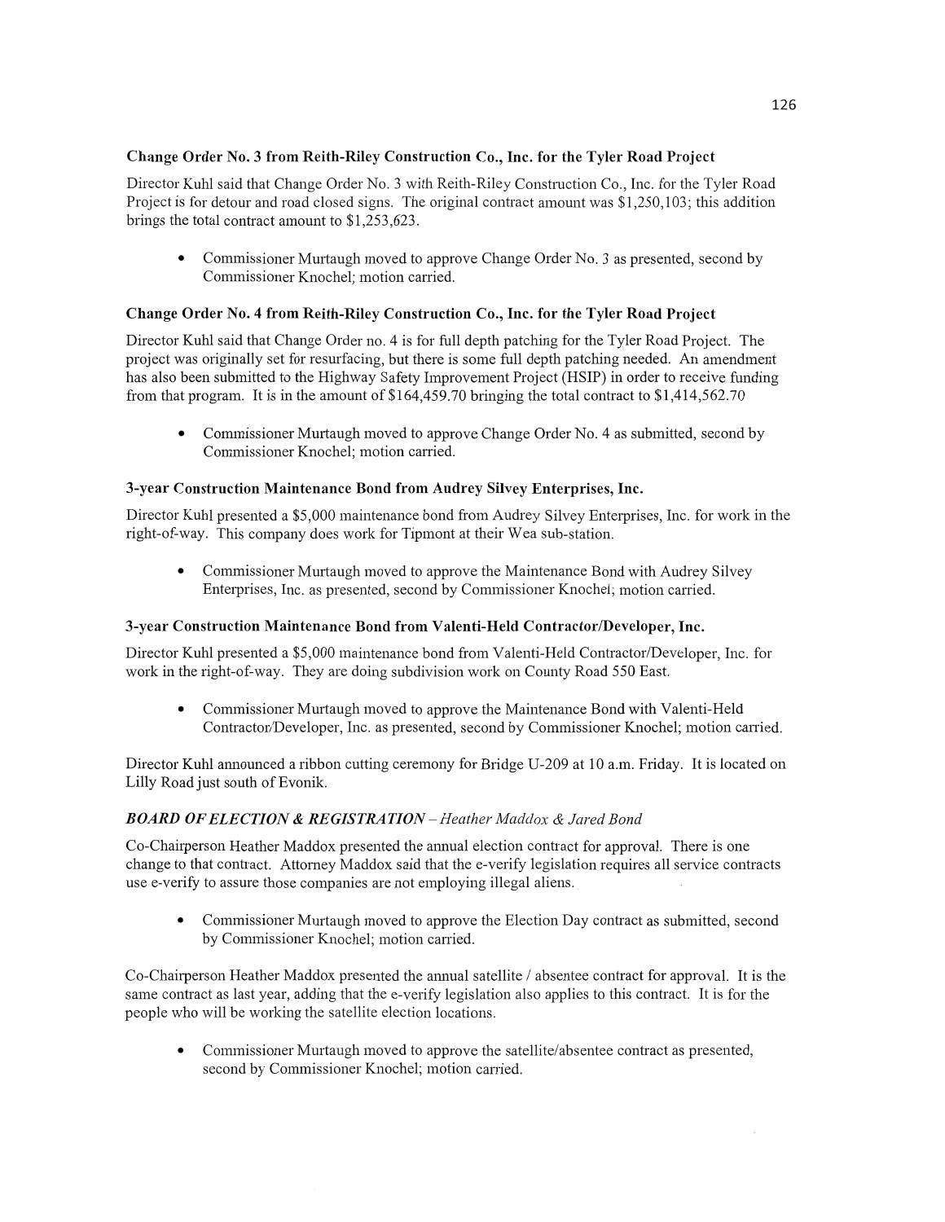### Change Order No. 3 from Reith-Riley Construction Co., Inc. for the Tyler Road Project

Director Kuhl said that Change Order No. 3 with Reith-Riley Construction Co., Inc. for the Tyler Road Project is for detour and road closed signs. The original contract amount was $1,250,103; this addition brings the total contract amount to $1,253,623.

- Commissioner Murtaugh moved to approve Change Order No. 3 as presented, second by Commissioner Knochel; motion carried.

### Change Order No. 4 from Reith-Riley Construction Co., Inc. for the Tyler Road Project

Director Kuhl said that Change Order no. 4 is for full depth patching for the Tyler Road Project. The project was originally set for resurfacing, but there is some full depth patching needed. An amendment has also been submitted to the Highway Safety Improvement Project (HSIP) in order to receive funding from that program. It is in the amount of $164,459.70 bringing the total contract to $1,414,562.70

- Commissioner Murtaugh moved to approve Change Order No. 4 as submitted, second by Commissioner Knochel; motion carried.

### 3-year Construction Maintenance Bond from Audrey Silvey Enterprises, Inc.

Director Kuhl presented a $5,000 maintenance bond from Audrey Silvey Enterprises, Inc. for work in the right-of-way. This company does work for Tipmont at their Wea sub-station.

- Commissioner Murtaugh moved to approve the Maintenance Bond with Audrey Silvey Enterprises, Inc. as presented, second by Commissioner Knochel; motion carried.

### 3-year Construction Maintenance Bond from Valenti-Held Contractor/Developer, Inc.

Director Kuhl presented a $5,000 maintenance bond from Valenti-Held Contractor/Developer, Inc. for work in the right-of-way. They are doing subdivision work on County Road 550 East.

- Commissioner Murtaugh moved to approve the Maintenance Bond with Valenti-Held Contractor/Developer, Inc. as presented, second by Commissioner Knochel; motion carried.

Director Kuhl announced a ribbon cutting ceremony for Bridge U-209 at 10 a.m. Friday. It is located on Lilly Road just south of Evonik.

### *BOARD OF ELECTION & REGISTRATION – Heather Maddox & Jared Bond*

Co-Chairperson Heather Maddox presented the annual election contract for approval. There is one change to that contract. Attorney Maddox said that the e-verify legislation requires all service contracts use e-verify to assure those companies are not employing illegal aliens.

- Commissioner Murtaugh moved to approve the Election Day contract as submitted, second by Commissioner Knochel; motion carried.

Co-Chairperson Heather Maddox presented the annual satellite / absentee contract for approval. It is the same contract as last year, adding that the e-verify legislation also applies to this contract. It is for the people who will be working the satellite election locations.

- Commissioner Murtaugh moved to approve the satellite/absentee contract as presented, second by Commissioner Knochel; motion carried.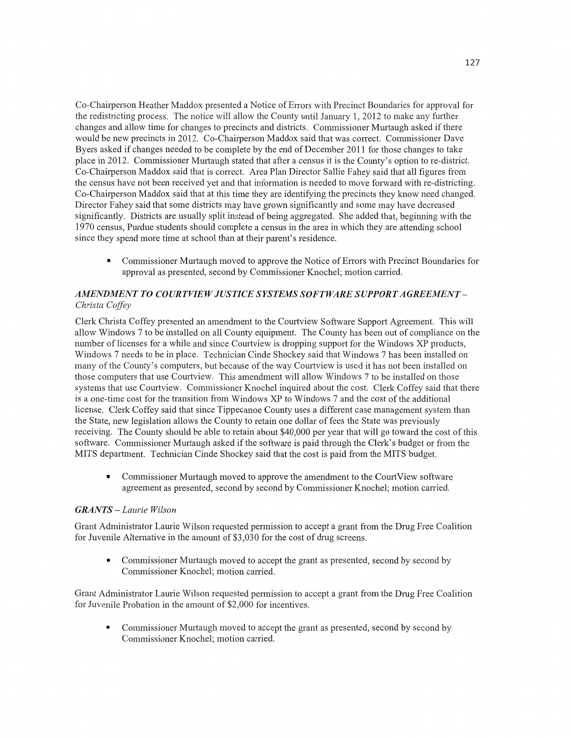Co-Chairperson Heather Maddox presented a Notice of Errors with Precinct Boundaries for approval for the redistricting process. The notice will allow the County until January 1, 2012 to make any further changes and allow time for changes to precincts and districts. Commissioner Murtaugh asked if there would be new precincts in 2012. Co-Chairperson Maddox said that was correct. Commissioner Dave Byers asked if changes needed to be complete by the end of December 2011 for those changes to take place in 2012. Commissioner Murtaugh stated that after a census it is the County's option to re-district. Co-Chairperson Maddox said that is correct. Area Plan Director Sallie Fahey said that all figures from the census have not been received yet and that information is needed to move forward with re-districting. Co-Chairperson Maddox said that at this time they are identifying the precincts they know need changed. Director Fahey said that some districts may have grown significantly and some may have decreased significantly. Districts are usually split instead of being aggregated. She added that, beginning with the 1970 census, Purdue students should complete a census in the area in which they are attending school since they spend more time at school than at their parent's residence.

- Commissioner Murtaugh moved to approve the Notice of Errors with Precinct Boundaries for approval as presented, second by Commissioner Knochel; motion carried.

### *AMENDMENT TO COURTVIEW JUSTICE SYSTEMS SOFTWARE SUPPORT AGREEMENT – Christa Coffey*

Clerk Christa Coffey presented an amendment to the Courtview Software Support Agreement. This will allow Windows 7 to be installed on all County equipment. The County has been out of compliance on the number of licenses for a while and since Courtview is dropping support for the Windows XP products, Windows 7 needs to be in place. Technician Cinde Shockey said that Windows 7 has been installed on many of the County's computers, but because of the way Courtview is used it has not been installed on those computers that use Courtview. This amendment will allow Windows 7 to be installed on those systems that use Courtview. Commissioner Knochel inquired about the cost. Clerk Coffey said that there is a one-time cost for the transition from Windows XP to Windows 7 and the cost of the additional license. Clerk Coffey said that since Tippecanoe County uses a different case management system than the State, new legislation allows the County to retain one dollar of fees the State was previously receiving. The County should be able to retain about $40,000 per year that will go toward the cost of this software. Commissioner Murtaugh asked if the software is paid through the Clerk's budget or from the MITS department. Technician Cinde Shockey said that the cost is paid from the MITS budget.

- Commissioner Murtaugh moved to approve the amendment to the CourtView software agreement as presented, second by second by Commissioner Knochel; motion carried.

### *GRANTS – Laurie Wilson*

Grant Administrator Laurie Wilson requested permission to accept a grant from the Drug Free Coalition for Juvenile Alternative in the amount of $3,030 for the cost of drug screens.

- Commissioner Murtaugh moved to accept the grant as presented, second by second by Commissioner Knochel; motion carried.

Grant Administrator Laurie Wilson requested permission to accept a grant from the Drug Free Coalition for Juvenile Probation in the amount of $2,000 for incentives.

- Commissioner Murtaugh moved to accept the grant as presented, second by second by Commissioner Knochel; motion carried.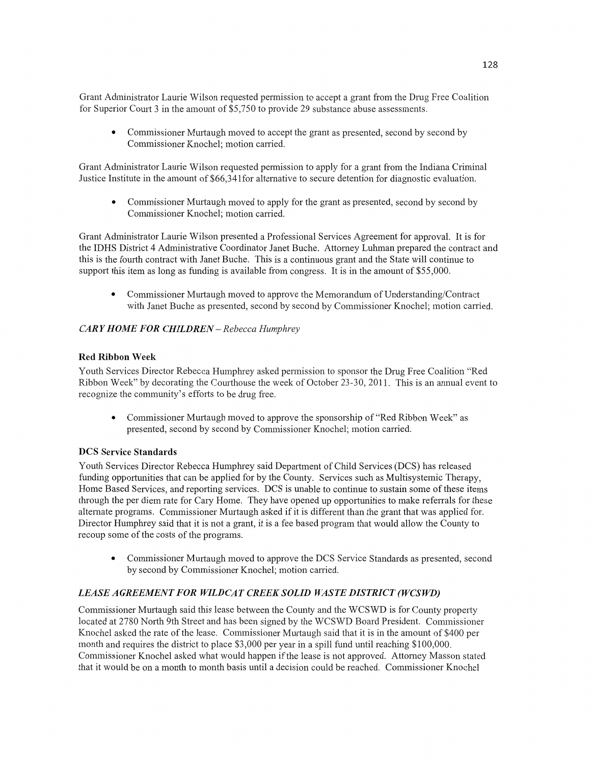Grant Administrator Laurie Wilson requested permission to accept a grant from the Drug Free Coalition for Superior Court 3 in the amount of $5,750 to provide 29 substance abuse assessments.

- Commissioner Murtaugh moved to accept the grant as presented, second by second by Commissioner Knochel; motion carried.

Grant Administrator Laurie Wilson requested permission to apply for a grant from the Indiana Criminal Justice Institute in the amount of $66,341for alternative to secure detention for diagnostic evaluation.

- Commissioner Murtaugh moved to apply for the grant as presented, second by second by Commissioner Knochel; motion carried.

Grant Administrator Laurie Wilson presented a Professional Services Agreement for approval. It is for the IDHS District 4 Administrative Coordinator Janet Buche. Attorney Luhman prepared the contract and this is the fourth contract with Janet Buche. This is a continuous grant and the State will continue to support this item as long as funding is available from congress. It is in the amount of $55,000.

- Commissioner Murtaugh moved to approve the Memorandum of Understanding/Contract with Janet Buche as presented, second by second by Commissioner Knochel; motion carried.

*CARY HOME FOR CHILDREN – Rebecca Humphrey*

**Red Ribbon Week**

Youth Services Director Rebecca Humphrey asked permission to sponsor the Drug Free Coalition "Red Ribbon Week" by decorating the Courthouse the week of October 23-30, 2011. This is an annual event to recognize the community's efforts to be drug free.

- Commissioner Murtaugh moved to approve the sponsorship of "Red Ribbon Week" as presented, second by second by Commissioner Knochel; motion carried.

**DCS Service Standards**

Youth Services Director Rebecca Humphrey said Department of Child Services (DCS) has released funding opportunities that can be applied for by the County. Services such as Multisystemic Therapy, Home Based Services, and reporting services. DCS is unable to continue to sustain some of these items through the per diem rate for Cary Home. They have opened up opportunities to make referrals for these alternate programs. Commissioner Murtaugh asked if it is different than the grant that was applied for. Director Humphrey said that it is not a grant, it is a fee based program that would allow the County to recoup some of the costs of the programs.

- Commissioner Murtaugh moved to approve the DCS Service Standards as presented, second by second by Commissioner Knochel; motion carried.

*LEASE AGREEMENT FOR WILDCAT CREEK SOLID WASTE DISTRICT (WCSWD)*

Commissioner Murtaugh said this lease between the County and the WCSWD is for County property located at 2780 North 9th Street and has been signed by the WCSWD Board President. Commissioner Knochel asked the rate of the lease. Commissioner Murtaugh said that it is in the amount of $400 per month and requires the district to place $3,000 per year in a spill fund until reaching $100,000. Commissioner Knochel asked what would happen if the lease is not approved. Attorney Masson stated that it would be on a month to month basis until a decision could be reached. Commissioner Knochel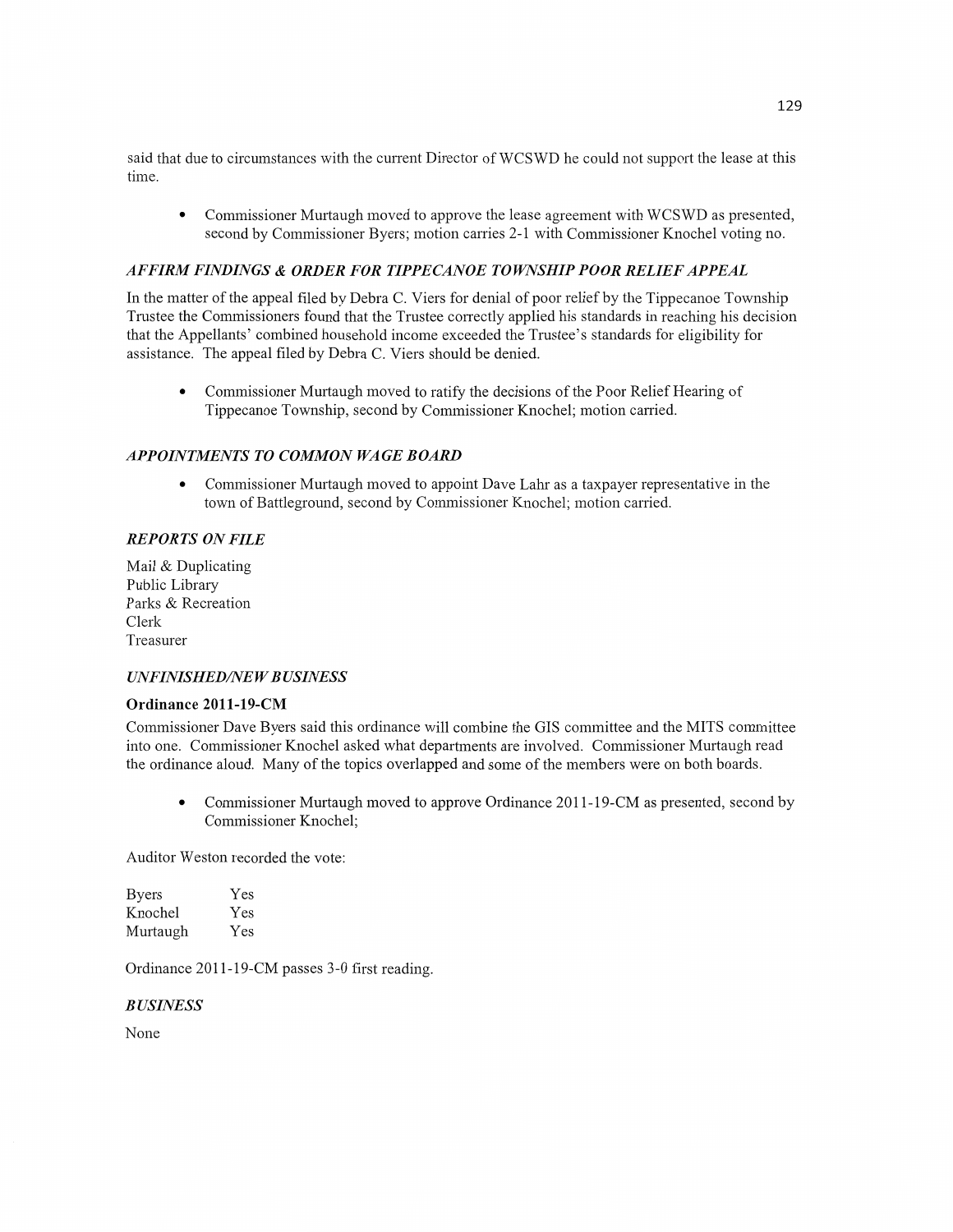said that due to circumstances with the current Director of WCSWD he could not support the lease at this time.

- Commissioner Murtaugh moved to approve the lease agreement with WCSWD as presented, second by Commissioner Byers; motion carries 2-1 with Commissioner Knochel voting no.

### *AFFIRM FINDINGS & ORDER FOR TIPPECANOE TOWNSHIP POOR RELIEF APPEAL*

In the matter of the appeal filed by Debra C. Viers for denial of poor relief by the Tippecanoe Township Trustee the Commissioners found that the Trustee correctly applied his standards in reaching his decision that the Appellants' combined household income exceeded the Trustee's standards for eligibility for assistance. The appeal filed by Debra C. Viers should be denied.

- Commissioner Murtaugh moved to ratify the decisions of the Poor Relief Hearing of Tippecanoe Township, second by Commissioner Knochel; motion carried.

### *APPOINTMENTS TO COMMON WAGE BOARD*

- Commissioner Murtaugh moved to appoint Dave Lahr as a taxpayer representative in the town of Battleground, second by Commissioner Knochel; motion carried.

### *REPORTS ON FILE*

Mail & Duplicating
Public Library
Parks & Recreation
Clerk
Treasurer

### *UNFINISHED/NEW BUSINESS*

**Ordinance 2011-19-CM**

Commissioner Dave Byers said this ordinance will combine the GIS committee and the MITS committee into one. Commissioner Knochel asked what departments are involved. Commissioner Murtaugh read the ordinance aloud. Many of the topics overlapped and some of the members were on both boards.

- Commissioner Murtaugh moved to approve Ordinance 2011-19-CM as presented, second by Commissioner Knochel;

Auditor Weston recorded the vote:

| | |
|---|---|
| Byers | Yes |
| Knochel | Yes |
| Murtaugh | Yes |

Ordinance 2011-19-CM passes 3-0 first reading.

### *BUSINESS*

None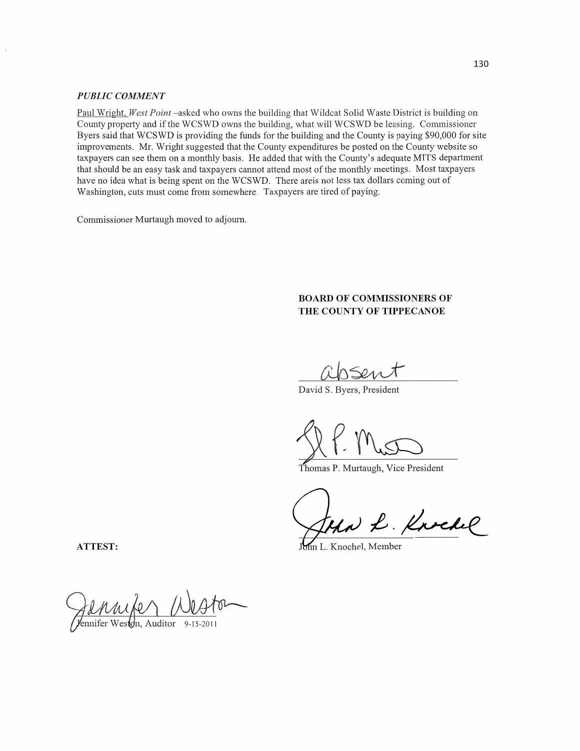### *PUBLIC COMMENT*

Paul Wright, *West Point* –asked who owns the building that Wildcat Solid Waste District is building on County property and if the WCSWD owns the building, what will WCSWD be leasing. Commissioner Byers said that WCSWD is providing the funds for the building and the County is paying $90,000 for site improvements. Mr. Wright suggested that the County expenditures be posted on the County website so taxpayers can see them on a monthly basis. He added that with the County's adequate MITS department that should be an easy task and taxpayers cannot attend most of the monthly meetings. Most taxpayers have no idea what is being spent on the WCSWD. There areis not less tax dollars coming out of Washington, cuts must come from somewhere. Taxpayers are tired of paying.

Commissioner Murtaugh moved to adjourn.

**BOARD OF COMMISSIONERS OF THE COUNTY OF TIPPECANOE**

absent
David S. Byers, President

Thomas P. Murtaugh, Vice President

John L. Knochel, Member

**ATTEST:**

Jennifer Weston, Auditor 9-15-2011